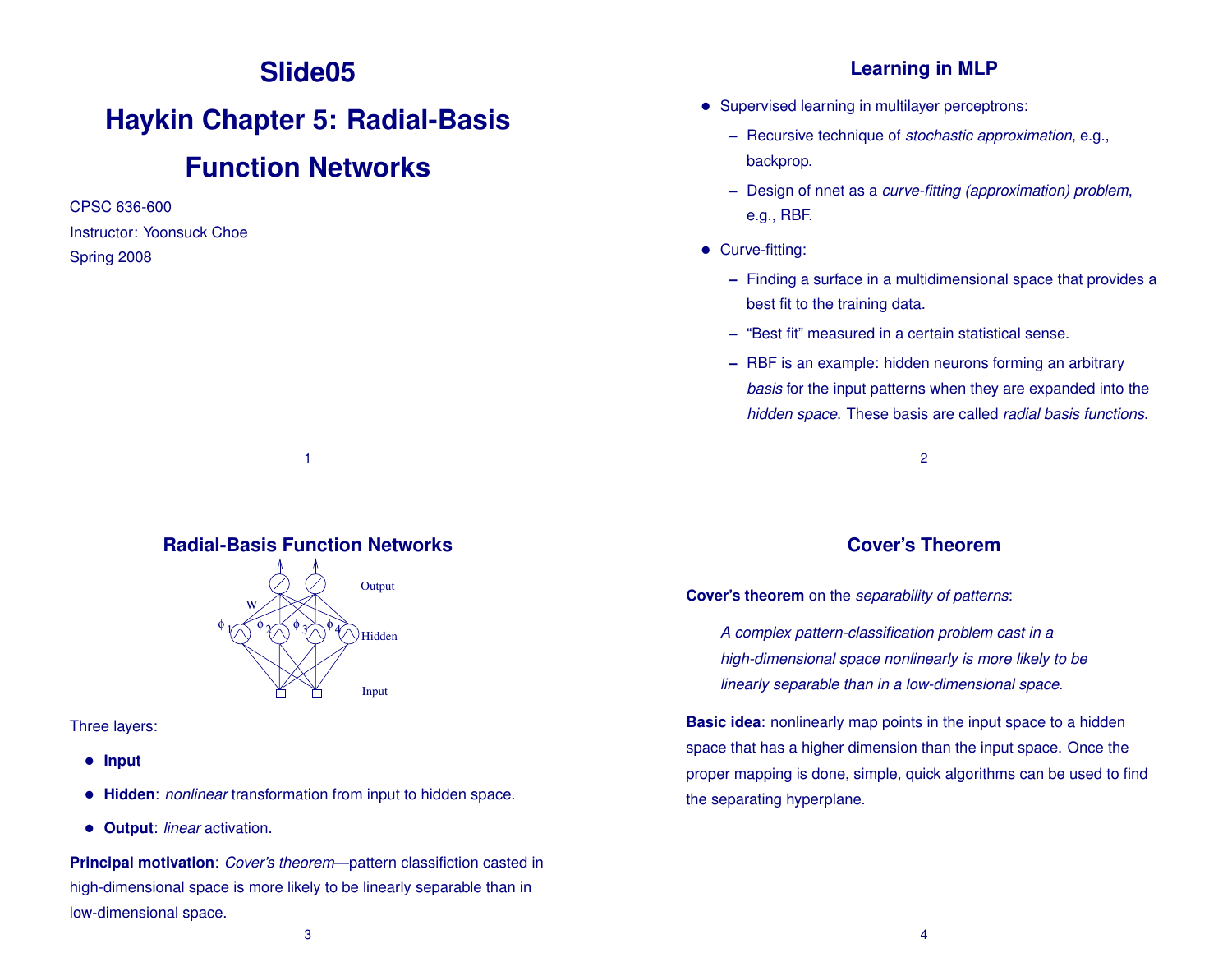# Slide05

# Haykin Chapter 5: Radial-Basis Function Networks

CPSC 636-600
Instructor: Yoonsuck Choe
Spring 2008

## Learning in MLP

- Supervised learning in multilayer perceptrons:
  - Recursive technique of *stochastic approximation*, e.g., backprop.
  - Design of nnet as a *curve-fitting (approximation) problem*, e.g., RBF.
- Curve-fitting:
  - Finding a surface in a multidimensional space that provides a best fit to the training data.
  - "Best fit" measured in a certain statistical sense.
  - RBF is an example: hidden neurons forming an arbitrary *basis* for the input patterns when they are expanded into the *hidden space*. These basis are called *radial basis functions*.

## Radial-Basis Function Networks

Three layers:

- **Input**
- **Hidden**: *nonlinear* transformation from input to hidden space.
- **Output**: *linear* activation.

**Principal motivation**: *Cover's theorem*—pattern classifiction casted in high-dimensional space is more likely to be linearly separable than in low-dimensional space.

## Cover's Theorem

**Cover's theorem** on the *separability of patterns*:

> *A complex pattern-classification problem cast in a high-dimensional space nonlinearly is more likely to be linearly separable than in a low-dimensional space.*

**Basic idea**: nonlinearly map points in the input space to a hidden space that has a higher dimension than the input space. Once the proper mapping is done, simple, quick algorithms can be used to find the separating hyperplane.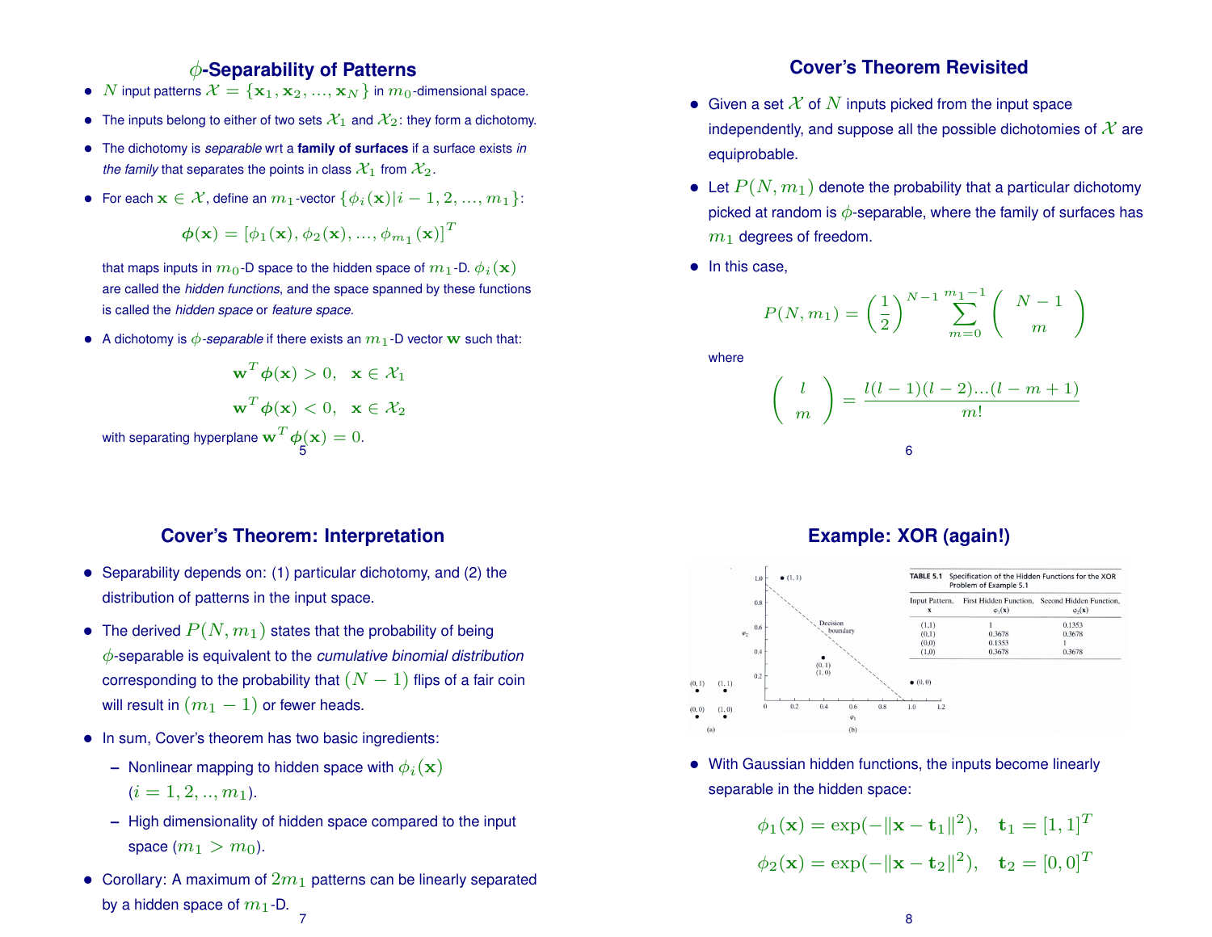## $\phi$-Separability of Patterns

- $N$ input patterns $\mathcal{X} = \{\mathbf{x}_1, \mathbf{x}_2, ..., \mathbf{x}_N\}$ in $m_0$-dimensional space.
- The inputs belong to either of two sets $\mathcal{X}_1$ and $\mathcal{X}_2$: they form a dichotomy.
- The dichotomy is *separable* wrt a **family of surfaces** if a surface exists *in the family* that separates the points in class $\mathcal{X}_1$ from $\mathcal{X}_2$.
- For each $\mathbf{x} \in \mathcal{X}$, define an $m_1$-vector $\{\phi_i(\mathbf{x}) | i - 1, 2, ..., m_1\}$:

$$\boldsymbol{\phi}(\mathbf{x}) = [\phi_1(\mathbf{x}), \phi_2(\mathbf{x}), ..., \phi_{m_1}(\mathbf{x})]^T$$

  that maps inputs in $m_0$-D space to the hidden space of $m_1$-D. $\phi_i(\mathbf{x})$ are called the *hidden functions*, and the space spanned by these functions is called the *hidden space* or *feature space*.

- A dichotomy is $\phi$*-separable* if there exists an $m_1$-D vector $\mathbf{w}$ such that:

$$\mathbf{w}^T \boldsymbol{\phi}(\mathbf{x}) > 0, \quad \mathbf{x} \in \mathcal{X}_1$$

$$\mathbf{w}^T \boldsymbol{\phi}(\mathbf{x}) < 0, \quad \mathbf{x} \in \mathcal{X}_2$$

  with separating hyperplane $\mathbf{w}^T \boldsymbol{\phi}(\mathbf{x}) = 0$.

## Cover's Theorem Revisited

- Given a set $\mathcal{X}$ of $N$ inputs picked from the input space independently, and suppose all the possible dichotomies of $\mathcal{X}$ are equiprobable.
- Let $P(N, m_1)$ denote the probability that a particular dichotomy picked at random is $\phi$-separable, where the family of surfaces has $m_1$ degrees of freedom.
- In this case,

$$P(N, m_1) = \left(\frac{1}{2}\right)^{N-1} \sum_{m=0}^{m_1 - 1} \binom{N-1}{m}$$

  where

$$\binom{l}{m} = \frac{l(l-1)(l-2)...(l-m+1)}{m!}$$

## Cover's Theorem: Interpretation

- Separability depends on: (1) particular dichotomy, and (2) the distribution of patterns in the input space.
- The derived $P(N, m_1)$ states that the probability of being $\phi$-separable is equivalent to the *cumulative binomial distribution* corresponding to the probability that $(N - 1)$ flips of a fair coin will result in $(m_1 - 1)$ or fewer heads.
- In sum, Cover's theorem has two basic ingredients:
  - Nonlinear mapping to hidden space with $\phi_i(\mathbf{x})$ $(i = 1, 2, .., m_1)$.
  - High dimensionality of hidden space compared to the input space ($m_1 > m_0$).
- Corollary: A maximum of $2m_1$ patterns can be linearly separated by a hidden space of $m_1$-D.

## Example: XOR (again!)

TABLE 5.1 Specification of the Hidden Functions for the XOR Problem of Example 5.1

| Input Pattern, $\mathbf{x}$ | First Hidden Function, $\varphi_1(\mathbf{x})$ | Second Hidden Function, $\varphi_2(\mathbf{x})$ |
|---|---|---|
| (1,1) | 1 | 0.1353 |
| (0,1) | 0.3678 | 0.3678 |
| (0,0) | 0.1353 | 1 |
| (1,0) | 0.3678 | 0.3678 |

- With Gaussian hidden functions, the inputs become linearly separable in the hidden space:

$$\phi_1(\mathbf{x}) = \exp(-\|\mathbf{x} - \mathbf{t}_1\|^2), \quad \mathbf{t}_1 = [1, 1]^T$$

$$\phi_2(\mathbf{x}) = \exp(-\|\mathbf{x} - \mathbf{t}_2\|^2), \quad \mathbf{t}_2 = [0, 0]^T$$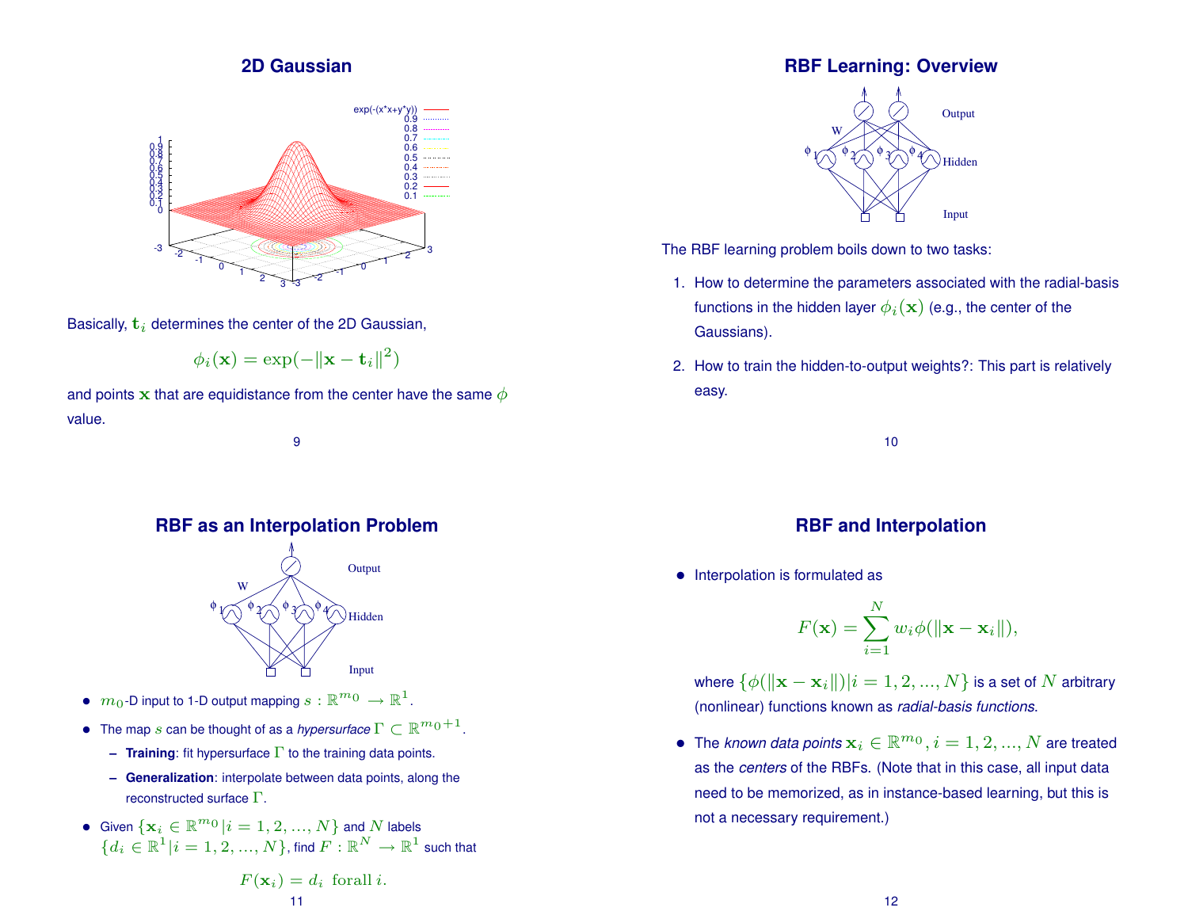## 2D Gaussian

Basically, $\mathbf{t}_i$ determines the center of the 2D Gaussian,

$$\phi_i(\mathbf{x}) = \exp(-\|\mathbf{x} - \mathbf{t}_i\|^2)$$

and points $\mathbf{x}$ that are equidistance from the center have the same $\phi$ value.

## RBF Learning: Overview

The RBF learning problem boils down to two tasks:

1. How to determine the parameters associated with the radial-basis functions in the hidden layer $\phi_i(\mathbf{x})$ (e.g., the center of the Gaussians).
2. How to train the hidden-to-output weights?: This part is relatively easy.

## RBF as an Interpolation Problem

- $m_0$-D input to 1-D output mapping $s : \mathbb{R}^{m_0} \rightarrow \mathbb{R}^1$.
- The map $s$ can be thought of as a *hypersurface* $\Gamma \subset \mathbb{R}^{m_0+1}$.
  - **Training**: fit hypersurface $\Gamma$ to the training data points.
  - **Generalization**: interpolate between data points, along the reconstructed surface $\Gamma$.
- Given $\{\mathbf{x}_i \in \mathbb{R}^{m_0} | i = 1, 2, ..., N\}$ and $N$ labels $\{d_i \in \mathbb{R}^1 | i = 1, 2, ..., N\}$, find $F : \mathbb{R}^N \rightarrow \mathbb{R}^1$ such that

$$F(\mathbf{x}_i) = d_i \text{ forall } i.$$

## RBF and Interpolation

- Interpolation is formulated as

$$F(\mathbf{x}) = \sum_{i=1}^{N} w_i \phi(\|\mathbf{x} - \mathbf{x}_i\|),$$

  where $\{\phi(\|\mathbf{x} - \mathbf{x}_i\|) | i = 1, 2, ..., N\}$ is a set of $N$ arbitrary (nonlinear) functions known as *radial-basis functions*.

- The *known data points* $\mathbf{x}_i \in \mathbb{R}^{m_0}, i = 1, 2, ..., N$ are treated as the *centers* of the RBFs. (Note that in this case, all input data need to be memorized, as in instance-based learning, but this is not a necessary requirement.)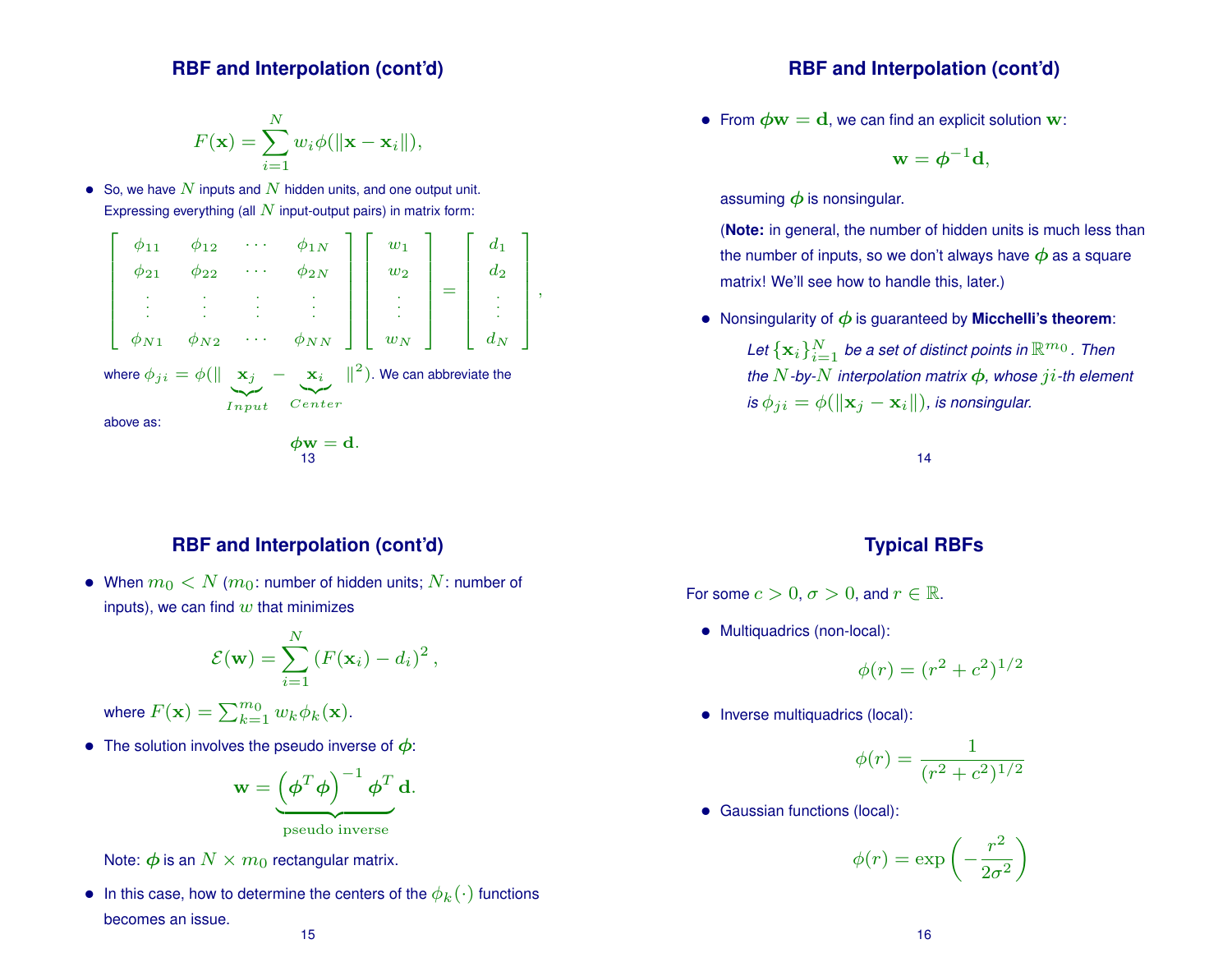## RBF and Interpolation (cont'd)

$$F(\mathbf{x}) = \sum_{i=1}^{N} w_i \phi(\|\mathbf{x} - \mathbf{x}_i\|),$$

- So, we have $N$ inputs and $N$ hidden units, and one output unit. Expressing everything (all $N$ input-output pairs) in matrix form:

$$\begin{bmatrix} \phi_{11} & \phi_{12} & \cdots & \phi_{1N} \\ \phi_{21} & \phi_{22} & \cdots & \phi_{2N} \\ \vdots & \vdots & \vdots & \vdots \\ \phi_{N1} & \phi_{N2} & \cdots & \phi_{NN} \end{bmatrix} \begin{bmatrix} w_1 \\ w_2 \\ \vdots \\ w_N \end{bmatrix} = \begin{bmatrix} d_1 \\ d_2 \\ \vdots \\ d_N \end{bmatrix},$$

where $\phi_{ji} = \phi(\| \underbrace{\mathbf{x}_j}_{Input} - \underbrace{\mathbf{x}_i}_{Center} \|^2)$. We can abbreviate the above as:

$$\boldsymbol{\phi}\mathbf{w} = \mathbf{d}.$$

## RBF and Interpolation (cont'd)

- From $\boldsymbol{\phi}\mathbf{w} = \mathbf{d}$, we can find an explicit solution $\mathbf{w}$:

$$\mathbf{w} = \boldsymbol{\phi}^{-1}\mathbf{d},$$

assuming $\boldsymbol{\phi}$ is nonsingular.

(**Note:** in general, the number of hidden units is much less than the number of inputs, so we don't always have $\boldsymbol{\phi}$ as a square matrix! We'll see how to handle this, later.)

- Nonsingularity of $\boldsymbol{\phi}$ is guaranteed by **Micchelli's theorem**:

  *Let $\{\mathbf{x}_i\}_{i=1}^{N}$ be a set of distinct points in $\mathbb{R}^{m_0}$. Then the $N$-by-$N$ interpolation matrix $\boldsymbol{\phi}$, whose $ji$-th element is $\phi_{ji} = \phi(\|\mathbf{x}_j - \mathbf{x}_i\|)$, is nonsingular.*

## RBF and Interpolation (cont'd)

- When $m_0 < N$ ($m_0$: number of hidden units; $N$: number of inputs), we can find $w$ that minimizes

$$\mathcal{E}(\mathbf{w}) = \sum_{i=1}^{N} \left(F(\mathbf{x}_i) - d_i\right)^2,$$

where $F(\mathbf{x}) = \sum_{k=1}^{m_0} w_k \phi_k(\mathbf{x})$.

- The solution involves the pseudo inverse of $\boldsymbol{\phi}$:

$$\mathbf{w} = \underbrace{\left(\boldsymbol{\phi}^T \boldsymbol{\phi}\right)^{-1} \boldsymbol{\phi}^T}_{\text{pseudo inverse}} \mathbf{d}.$$

Note: $\boldsymbol{\phi}$ is an $N \times m_0$ rectangular matrix.

- In this case, how to determine the centers of the $\phi_k(\cdot)$ functions becomes an issue.

## Typical RBFs

For some $c > 0$, $\sigma > 0$, and $r \in \mathbb{R}$.

- Multiquadrics (non-local):

$$\phi(r) = (r^2 + c^2)^{1/2}$$

- Inverse multiquadrics (local):

$$\phi(r) = \frac{1}{(r^2 + c^2)^{1/2}}$$

- Gaussian functions (local):

$$\phi(r) = \exp\left(-\frac{r^2}{2\sigma^2}\right)$$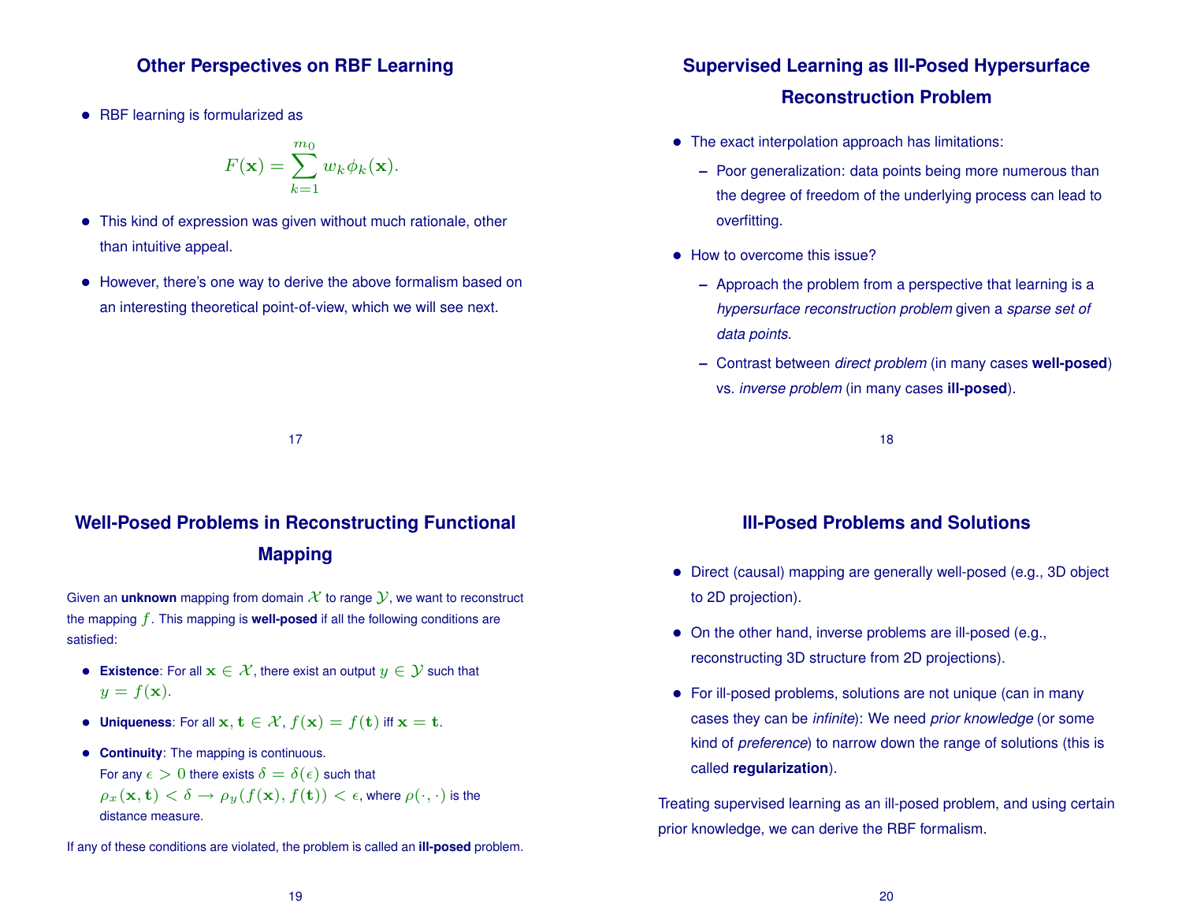## Other Perspectives on RBF Learning

- RBF learning is formularized as

$$F(\mathbf{x}) = \sum_{k=1}^{m_0} w_k \phi_k(\mathbf{x}).$$

- This kind of expression was given without much rationale, other than intuitive appeal.
- However, there's one way to derive the above formalism based on an interesting theoretical point-of-view, which we will see next.

## Supervised Learning as Ill-Posed Hypersurface Reconstruction Problem

- The exact interpolation approach has limitations:
  - Poor generalization: data points being more numerous than the degree of freedom of the underlying process can lead to overfitting.
- How to overcome this issue?
  - Approach the problem from a perspective that learning is a *hypersurface reconstruction problem* given a *sparse set of data points*.
  - Contrast between *direct problem* (in many cases **well-posed**) vs. *inverse problem* (in many cases **ill-posed**).

## Well-Posed Problems in Reconstructing Functional Mapping

Given an **unknown** mapping from domain $\mathcal{X}$ to range $\mathcal{Y}$, we want to reconstruct the mapping $f$. This mapping is **well-posed** if all the following conditions are satisfied:

- **Existence**: For all $\mathbf{x} \in \mathcal{X}$, there exist an output $y \in \mathcal{Y}$ such that $y = f(\mathbf{x})$.
- **Uniqueness**: For all $\mathbf{x}, \mathbf{t} \in \mathcal{X}$, $f(\mathbf{x}) = f(\mathbf{t})$ iff $\mathbf{x} = \mathbf{t}$.
- **Continuity**: The mapping is continuous.
  For any $\epsilon > 0$ there exists $\delta = \delta(\epsilon)$ such that $\rho_x(\mathbf{x}, \mathbf{t}) < \delta \rightarrow \rho_y(f(\mathbf{x}), f(\mathbf{t})) < \epsilon$, where $\rho(\cdot, \cdot)$ is the distance measure.

If any of these conditions are violated, the problem is called an **ill-posed** problem.

## Ill-Posed Problems and Solutions

- Direct (causal) mapping are generally well-posed (e.g., 3D object to 2D projection).
- On the other hand, inverse problems are ill-posed (e.g., reconstructing 3D structure from 2D projections).
- For ill-posed problems, solutions are not unique (can in many cases they can be *infinite*): We need *prior knowledge* (or some kind of *preference*) to narrow down the range of solutions (this is called **regularization**).

Treating supervised learning as an ill-posed problem, and using certain prior knowledge, we can derive the RBF formalism.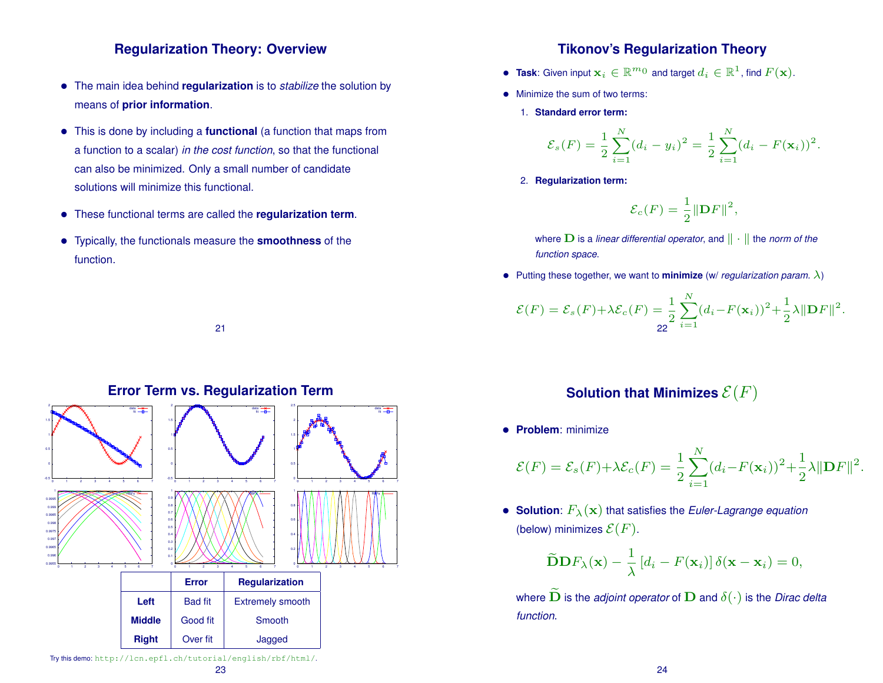## Regularization Theory: Overview

- The main idea behind **regularization** is to *stabilize* the solution by means of **prior information**.
- This is done by including a **functional** (a function that maps from a function to a scalar) *in the cost function*, so that the functional can also be minimized. Only a small number of candidate solutions will minimize this functional.
- These functional terms are called the **regularization term**.
- Typically, the functionals measure the **smoothness** of the function.

## Tikonov's Regularization Theory

- **Task**: Given input $\mathbf{x}_i \in \mathbb{R}^{m0}$ and target $d_i \in \mathbb{R}^1$, find $F(\mathbf{x})$.
- Minimize the sum of two terms:
  1. **Standard error term:**
  $$\mathcal{E}_s(F) = \frac{1}{2}\sum_{i=1}^{N}(d_i - y_i)^2 = \frac{1}{2}\sum_{i=1}^{N}(d_i - F(\mathbf{x}_i))^2.$$
  2. **Regularization term:**
  $$\mathcal{E}_c(F) = \frac{1}{2}\|\mathbf{D}F\|^2,$$
  where $\mathbf{D}$ is a *linear differential operator*, and $\|\cdot\|$ the *norm of the function space*.
- Putting these together, we want to **minimize** (w/ *regularization param.* $\lambda$)
$$\mathcal{E}(F) = \mathcal{E}_s(F) + \lambda\mathcal{E}_c(F) = \frac{1}{2}\sum_{i=1}^{N}(d_i - F(\mathbf{x}_i))^2 + \frac{1}{2}\lambda\|\mathbf{D}F\|^2.$$

## Error Term vs. Regularization Term

| | Error | Regularization |
|---|---|---|
| **Left** | Bad fit | Extremely smooth |
| **Middle** | Good fit | Smooth |
| **Right** | Over fit | Jagged |

Try this demo: `http://lcn.epfl.ch/tutorial/english/rbf/html/`.

## Solution that Minimizes $\mathcal{E}(F)$

- **Problem**: minimize
$$\mathcal{E}(F) = \mathcal{E}_s(F) + \lambda\mathcal{E}_c(F) = \frac{1}{2}\sum_{i=1}^{N}(d_i - F(\mathbf{x}_i))^2 + \frac{1}{2}\lambda\|\mathbf{D}F\|^2.$$
- **Solution**: $F_\lambda(\mathbf{x})$ that satisfies the *Euler-Lagrange equation* (below) minimizes $\mathcal{E}(F)$.
$$\widetilde{\mathbf{D}}\mathbf{D}F_\lambda(\mathbf{x}) - \frac{1}{\lambda}\left[d_i - F(\mathbf{x}_i)\right]\delta(\mathbf{x} - \mathbf{x}_i) = 0,$$
where $\widetilde{\mathbf{D}}$ is the *adjoint operator* of $\mathbf{D}$ and $\delta(\cdot)$ is the *Dirac delta function*.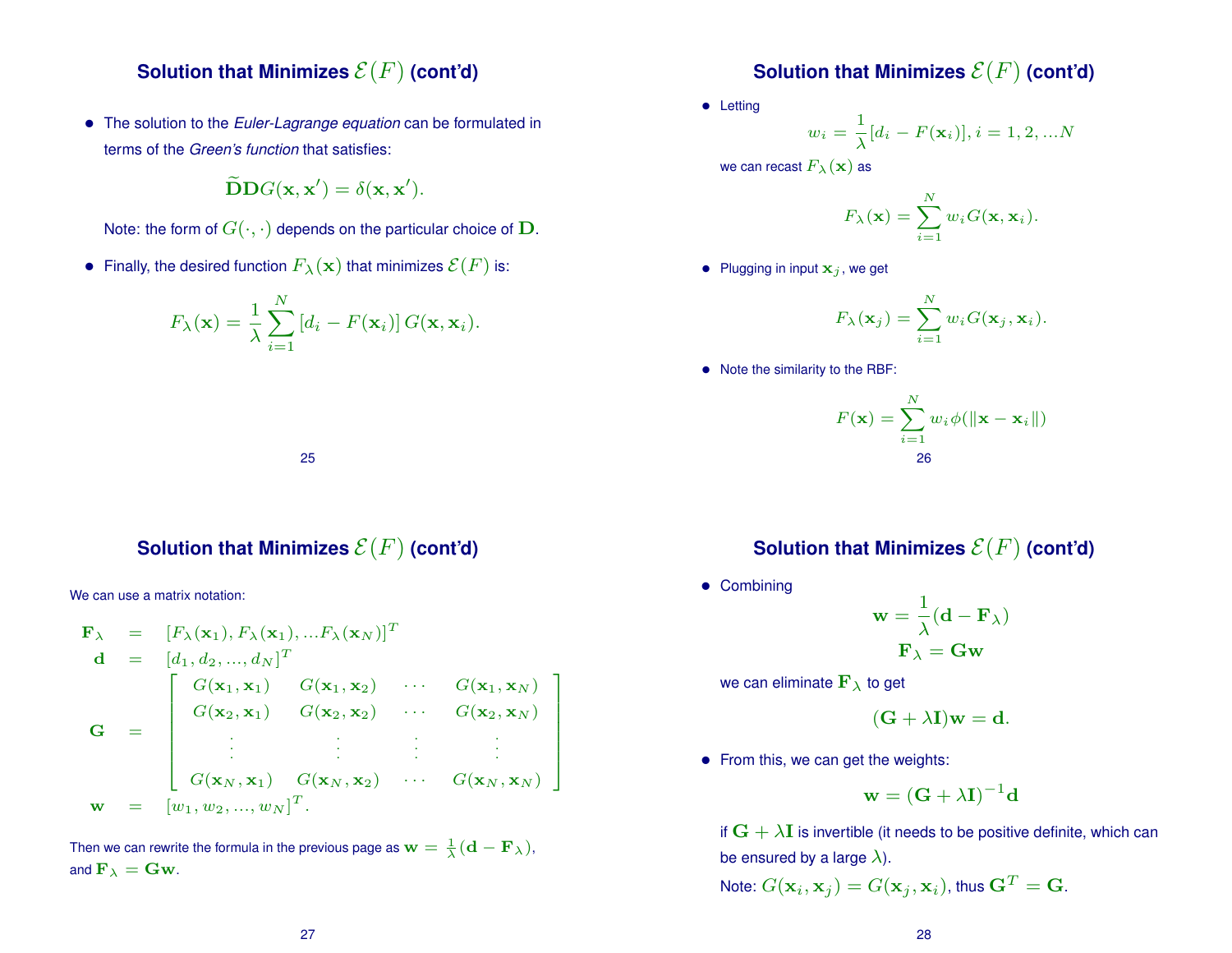## Solution that Minimizes $\mathcal{E}(F)$ (cont'd)

- The solution to the *Euler-Lagrange equation* can be formulated in terms of the *Green's function* that satisfies:

$$\widetilde{\mathbf{D}}\mathbf{D}G(\mathbf{x}, \mathbf{x}') = \delta(\mathbf{x}, \mathbf{x}').$$

  Note: the form of $G(\cdot, \cdot)$ depends on the particular choice of $\mathbf{D}$.

- Finally, the desired function $F_\lambda(\mathbf{x})$ that minimizes $\mathcal{E}(F)$ is:

$$F_\lambda(\mathbf{x}) = \frac{1}{\lambda} \sum_{i=1}^{N} [d_i - F(\mathbf{x}_i)] \, G(\mathbf{x}, \mathbf{x}_i).$$

## Solution that Minimizes $\mathcal{E}(F)$ (cont'd)

- Letting

$$w_i = \frac{1}{\lambda}[d_i - F(\mathbf{x}_i)], i = 1, 2, ...N$$

  we can recast $F_\lambda(\mathbf{x})$ as

$$F_\lambda(\mathbf{x}) = \sum_{i=1}^{N} w_i G(\mathbf{x}, \mathbf{x}_i).$$

- Plugging in input $\mathbf{x}_j$, we get

$$F_\lambda(\mathbf{x}_j) = \sum_{i=1}^{N} w_i G(\mathbf{x}_j, \mathbf{x}_i).$$

- Note the similarity to the RBF:

$$F(\mathbf{x}) = \sum_{i=1}^{N} w_i \phi(\|\mathbf{x} - \mathbf{x}_i\|)$$

## Solution that Minimizes $\mathcal{E}(F)$ (cont'd)

We can use a matrix notation:

$$
\begin{aligned}
\mathbf{F}_\lambda &= [F_\lambda(\mathbf{x}_1), F_\lambda(\mathbf{x}_1), ...F_\lambda(\mathbf{x}_N)]^T \\
\mathbf{d} &= [d_1, d_2, ..., d_N]^T \\
\mathbf{G} &= \begin{bmatrix} G(\mathbf{x}_1, \mathbf{x}_1) & G(\mathbf{x}_1, \mathbf{x}_2) & \cdots & G(\mathbf{x}_1, \mathbf{x}_N) \\ G(\mathbf{x}_2, \mathbf{x}_1) & G(\mathbf{x}_2, \mathbf{x}_2) & \cdots & G(\mathbf{x}_2, \mathbf{x}_N) \\ \vdots & \vdots & \vdots & \vdots \\ G(\mathbf{x}_N, \mathbf{x}_1) & G(\mathbf{x}_N, \mathbf{x}_2) & \cdots & G(\mathbf{x}_N, \mathbf{x}_N) \end{bmatrix} \\
\mathbf{w} &= [w_1, w_2, ..., w_N]^T.
\end{aligned}
$$

Then we can rewrite the formula in the previous page as $\mathbf{w} = \frac{1}{\lambda}(\mathbf{d} - \mathbf{F}_\lambda)$, and $\mathbf{F}_\lambda = \mathbf{G}\mathbf{w}$.

## Solution that Minimizes $\mathcal{E}(F)$ (cont'd)

- Combining

$$\mathbf{w} = \frac{1}{\lambda}(\mathbf{d} - \mathbf{F}_\lambda)$$

$$\mathbf{F}_\lambda = \mathbf{G}\mathbf{w}$$

  we can eliminate $\mathbf{F}_\lambda$ to get

$$(\mathbf{G} + \lambda\mathbf{I})\mathbf{w} = \mathbf{d}.$$

- From this, we can get the weights:

$$\mathbf{w} = (\mathbf{G} + \lambda\mathbf{I})^{-1}\mathbf{d}$$

  if $\mathbf{G} + \lambda\mathbf{I}$ is invertible (it needs to be positive definite, which can be ensured by a large $\lambda$).

  Note: $G(\mathbf{x}_i, \mathbf{x}_j) = G(\mathbf{x}_j, \mathbf{x}_i)$, thus $\mathbf{G}^T = \mathbf{G}$.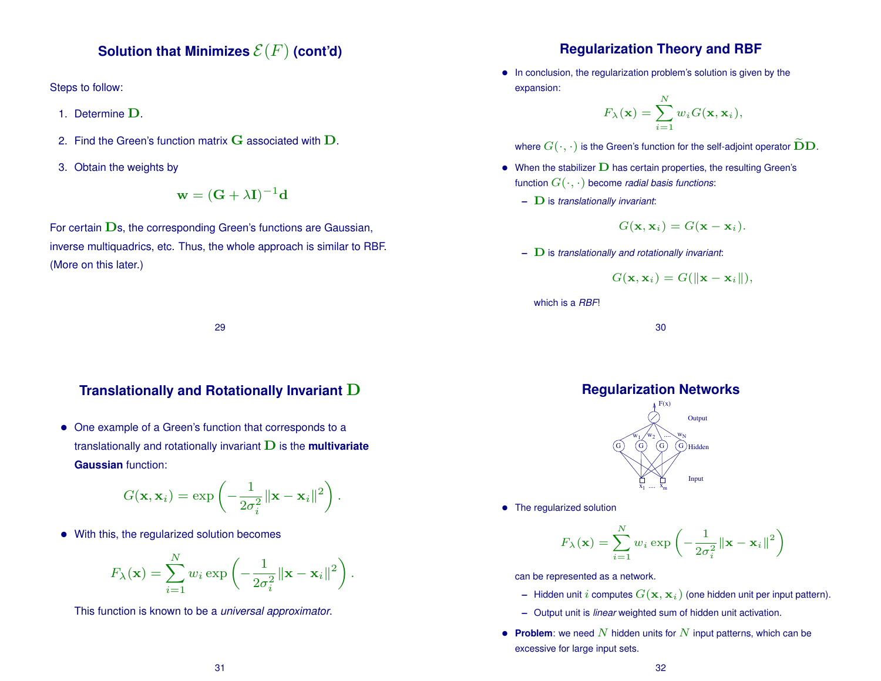## Solution that Minimizes $\mathcal{E}(F)$ (cont'd)

Steps to follow:

1. Determine $\mathbf{D}$.
2. Find the Green's function matrix $\mathbf{G}$ associated with $\mathbf{D}$.
3. Obtain the weights by

$$\mathbf{w} = (\mathbf{G} + \lambda \mathbf{I})^{-1} \mathbf{d}$$

For certain $\mathbf{D}$s, the corresponding Green's functions are Gaussian, inverse multiquadrics, etc. Thus, the whole approach is similar to RBF. (More on this later.)

## Regularization Theory and RBF

- In conclusion, the regularization problem's solution is given by the expansion:

$$F_\lambda(\mathbf{x}) = \sum_{i=1}^{N} w_i G(\mathbf{x}, \mathbf{x}_i),$$

  where $G(\cdot, \cdot)$ is the Green's function for the self-adjoint operator $\widetilde{\mathbf{D}}\mathbf{D}$.

- When the stabilizer $\mathbf{D}$ has certain properties, the resulting Green's function $G(\cdot, \cdot)$ become *radial basis functions*:
  - $\mathbf{D}$ is *translationally invariant*:

$$G(\mathbf{x}, \mathbf{x}_i) = G(\mathbf{x} - \mathbf{x}_i).$$

  - $\mathbf{D}$ is *translationally and rotationally invariant*:

$$G(\mathbf{x}, \mathbf{x}_i) = G(\|\mathbf{x} - \mathbf{x}_i\|),$$

  which is a *RBF*!

## Translationally and Rotationally Invariant $\mathbf{D}$

- One example of a Green's function that corresponds to a translationally and rotationally invariant $\mathbf{D}$ is the **multivariate Gaussian** function:

$$G(\mathbf{x}, \mathbf{x}_i) = \exp\left(-\frac{1}{2\sigma_i^2}\|\mathbf{x} - \mathbf{x}_i\|^2\right).$$

- With this, the regularized solution becomes

$$F_\lambda(\mathbf{x}) = \sum_{i=1}^{N} w_i \exp\left(-\frac{1}{2\sigma_i^2}\|\mathbf{x} - \mathbf{x}_i\|^2\right).$$

  This function is known to be a *universal approximator*.

## Regularization Networks

- The regularized solution

$$F_\lambda(\mathbf{x}) = \sum_{i=1}^{N} w_i \exp\left(-\frac{1}{2\sigma_i^2}\|\mathbf{x} - \mathbf{x}_i\|^2\right)$$

  can be represented as a network.
  - Hidden unit $i$ computes $G(\mathbf{x}, \mathbf{x}_i)$ (one hidden unit per input pattern).
  - Output unit is *linear* weighted sum of hidden unit activation.

- **Problem**: we need $N$ hidden units for $N$ input patterns, which can be excessive for large input sets.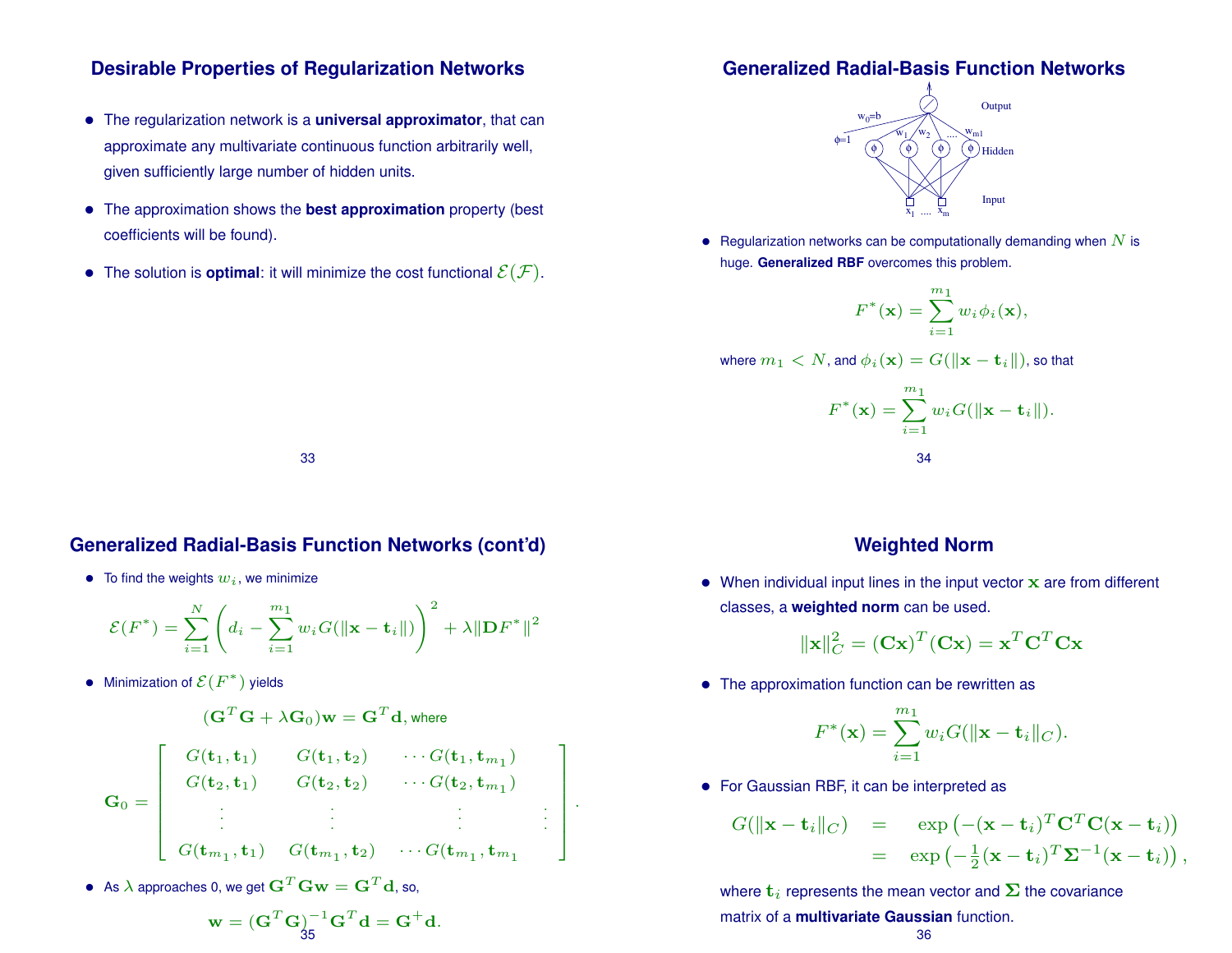## Desirable Properties of Regularization Networks

- The regularization network is a **universal approximator**, that can approximate any multivariate continuous function arbitrarily well, given sufficiently large number of hidden units.
- The approximation shows the **best approximation** property (best coefficients will be found).
- The solution is **optimal**: it will minimize the cost functional $\mathcal{E}(\mathcal{F})$.

## Generalized Radial-Basis Function Networks

- Regularization networks can be computationally demanding when $N$ is huge. **Generalized RBF** overcomes this problem.

$$F^*(\mathbf{x}) = \sum_{i=1}^{m_1} w_i \phi_i(\mathbf{x}),$$

where $m_1 < N$, and $\phi_i(\mathbf{x}) = G(\|\mathbf{x} - \mathbf{t}_i\|)$, so that

$$F^*(\mathbf{x}) = \sum_{i=1}^{m_1} w_i G(\|\mathbf{x} - \mathbf{t}_i\|).$$

## Generalized Radial-Basis Function Networks (cont'd)

- To find the weights $w_i$, we minimize

$$\mathcal{E}(F^*) = \sum_{i=1}^{N} \left( d_i - \sum_{i=1}^{m_1} w_i G(\|\mathbf{x} - \mathbf{t}_i\|) \right)^2 + \lambda \|\mathbf{D}F^*\|^2$$

- Minimization of $\mathcal{E}(F^*)$ yields

$$(\mathbf{G}^T\mathbf{G} + \lambda \mathbf{G}_0)\mathbf{w} = \mathbf{G}^T\mathbf{d}, \text{ where}$$

$$\mathbf{G}_0 = \begin{bmatrix} G(\mathbf{t}_1, \mathbf{t}_1) & G(\mathbf{t}_1, \mathbf{t}_2) & \cdots G(\mathbf{t}_1, \mathbf{t}_{m_1}) \\ G(\mathbf{t}_2, \mathbf{t}_1) & G(\mathbf{t}_2, \mathbf{t}_2) & \cdots G(\mathbf{t}_2, \mathbf{t}_{m_1}) \\ \vdots & \vdots & \vdots & \vdots \\ G(\mathbf{t}_{m_1}, \mathbf{t}_1) & G(\mathbf{t}_{m_1}, \mathbf{t}_2) & \cdots G(\mathbf{t}_{m_1}, \mathbf{t}_{m_1}) \end{bmatrix}.$$

- As $\lambda$ approaches 0, we get $\mathbf{G}^T\mathbf{G}\mathbf{w} = \mathbf{G}^T\mathbf{d}$, so,

$$\mathbf{w} = (\mathbf{G}^T\mathbf{G})^{-1}\mathbf{G}^T\mathbf{d} = \mathbf{G}^+\mathbf{d}.$$

## Weighted Norm

- When individual input lines in the input vector $\mathbf{x}$ are from different classes, a **weighted norm** can be used.

$$\|\mathbf{x}\|_C^2 = (\mathbf{C}\mathbf{x})^T(\mathbf{C}\mathbf{x}) = \mathbf{x}^T\mathbf{C}^T\mathbf{C}\mathbf{x}$$

- The approximation function can be rewritten as

$$F^*(\mathbf{x}) = \sum_{i=1}^{m_1} w_i G(\|\mathbf{x} - \mathbf{t}_i\|_C).$$

- For Gaussian RBF, it can be interpreted as

$$\begin{aligned} G(\|\mathbf{x} - \mathbf{t}_i\|_C) &= \exp\left(-(\mathbf{x} - \mathbf{t}_i)^T\mathbf{C}^T\mathbf{C}(\mathbf{x} - \mathbf{t}_i)\right) \\ &= \exp\left(-\tfrac{1}{2}(\mathbf{x} - \mathbf{t}_i)^T\mathbf{\Sigma}^{-1}(\mathbf{x} - \mathbf{t}_i)\right), \end{aligned}$$

where $\mathbf{t}_i$ represents the mean vector and $\mathbf{\Sigma}$ the covariance matrix of a **multivariate Gaussian** function.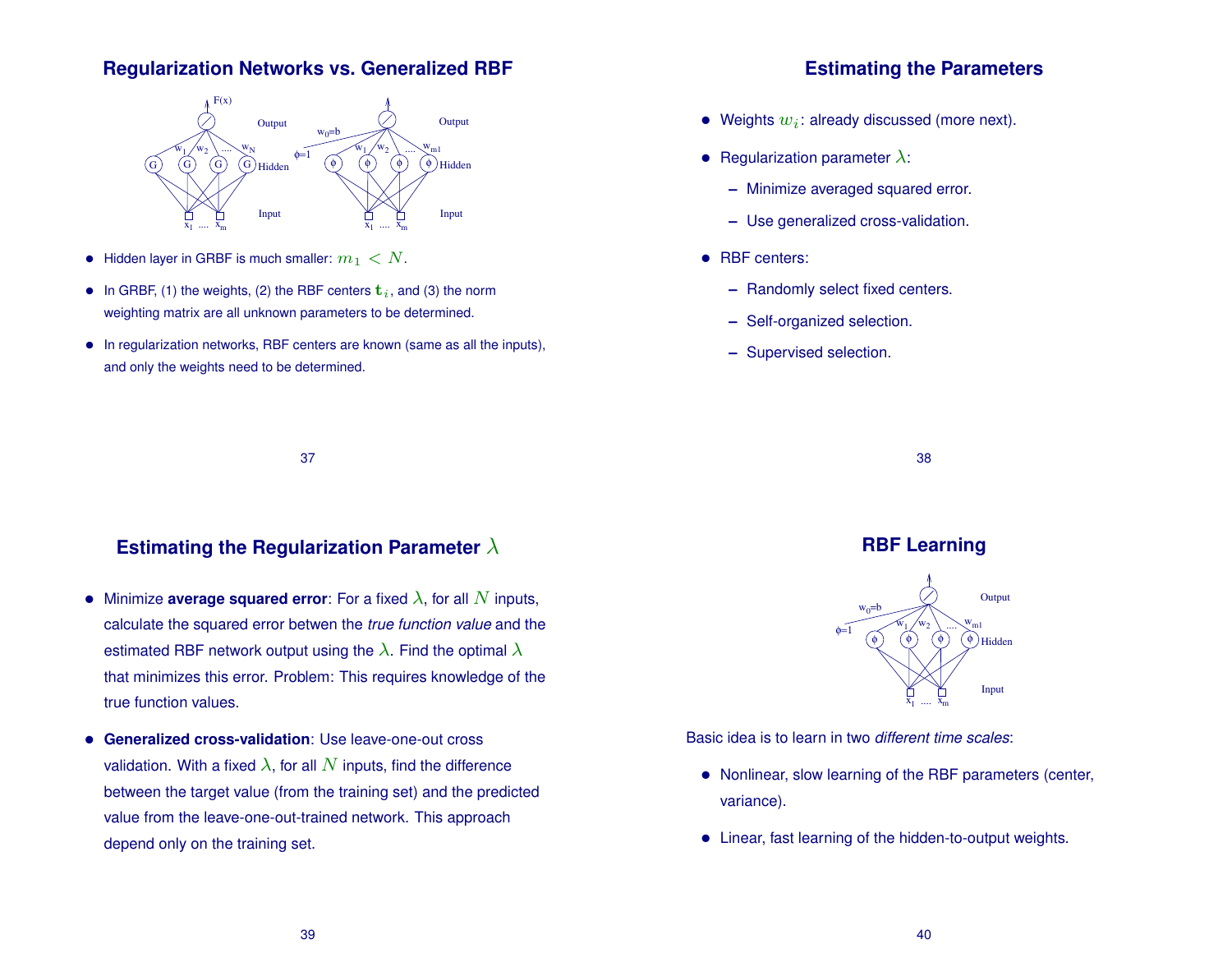## Regularization Networks vs. Generalized RBF

- Hidden layer in GRBF is much smaller: $m_1 < N$.
- In GRBF, (1) the weights, (2) the RBF centers $\mathbf{t}_i$, and (3) the norm weighting matrix are all unknown parameters to be determined.
- In regularization networks, RBF centers are known (same as all the inputs), and only the weights need to be determined.

## Estimating the Parameters

- Weights $w_i$: already discussed (more next).
- Regularization parameter $\lambda$:
  - Minimize averaged squared error.
  - Use generalized cross-validation.
- RBF centers:
  - Randomly select fixed centers.
  - Self-organized selection.
  - Supervised selection.

## Estimating the Regularization Parameter $\lambda$

- Minimize **average squared error**: For a fixed $\lambda$, for all $N$ inputs, calculate the squared error betwen the *true function value* and the estimated RBF network output using the $\lambda$. Find the optimal $\lambda$ that minimizes this error. Problem: This requires knowledge of the true function values.
- **Generalized cross-validation**: Use leave-one-out cross validation. With a fixed $\lambda$, for all $N$ inputs, find the difference between the target value (from the training set) and the predicted value from the leave-one-out-trained network. This approach depend only on the training set.

## RBF Learning

Basic idea is to learn in two *different time scales*:

- Nonlinear, slow learning of the RBF parameters (center, variance).
- Linear, fast learning of the hidden-to-output weights.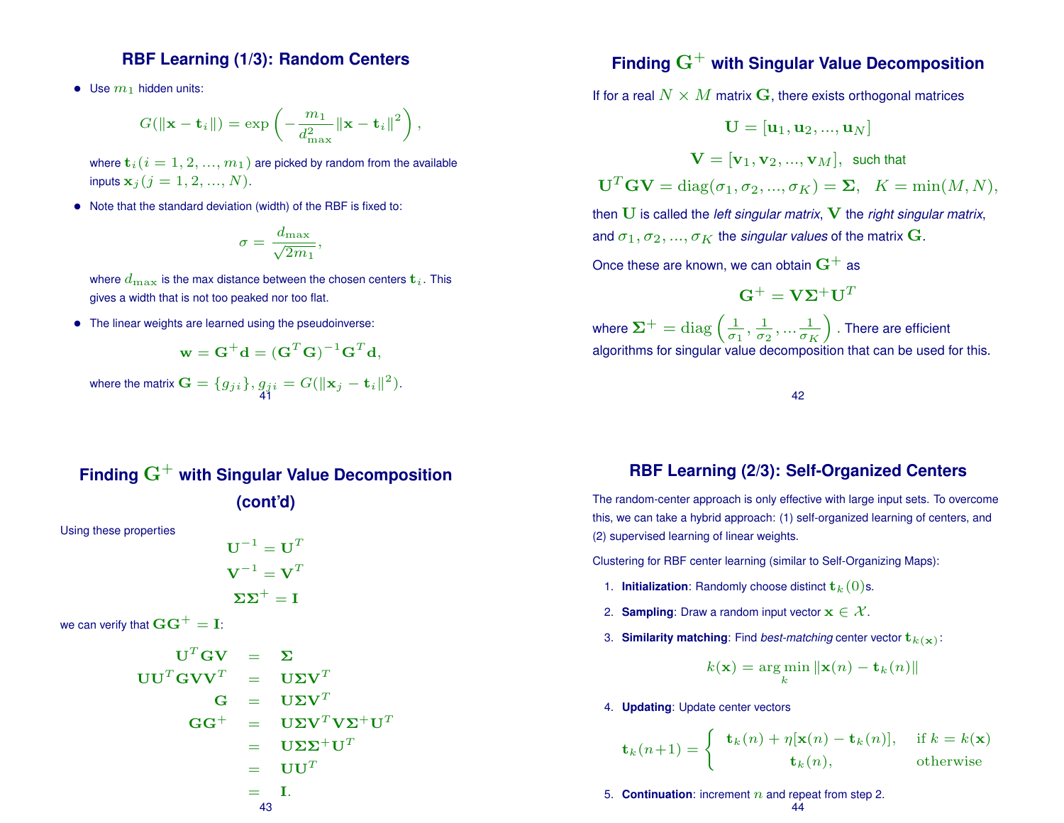## RBF Learning (1/3): Random Centers

- Use $m_1$ hidden units:

$$G(\|\mathbf{x} - \mathbf{t}_i\|) = \exp\left(-\frac{m_1}{d_{\max}^2}\|\mathbf{x} - \mathbf{t}_i\|^2\right),$$

  where $\mathbf{t}_i (i = 1, 2, ..., m_1)$ are picked by random from the available inputs $\mathbf{x}_j (j = 1, 2, ..., N)$.

- Note that the standard deviation (width) of the RBF is fixed to:

$$\sigma = \frac{d_{\max}}{\sqrt{2m_1}},$$

  where $d_{\max}$ is the max distance between the chosen centers $\mathbf{t}_i$. This gives a width that is not too peaked nor too flat.

- The linear weights are learned using the pseudoinverse:

$$\mathbf{w} = \mathbf{G}^+\mathbf{d} = (\mathbf{G}^T\mathbf{G})^{-1}\mathbf{G}^T\mathbf{d},$$

  where the matrix $\mathbf{G} = \{g_{ji}\}, g_{ji} = G(\|\mathbf{x}_j - \mathbf{t}_i\|^2)$.

## Finding $\mathbf{G}^+$ with Singular Value Decomposition

If for a real $N \times M$ matrix $\mathbf{G}$, there exists orthogonal matrices

$$\mathbf{U} = [\mathbf{u}_1, \mathbf{u}_2, ..., \mathbf{u}_N]$$

$$\mathbf{V} = [\mathbf{v}_1, \mathbf{v}_2, ..., \mathbf{v}_M], \text{ such that}$$

$$\mathbf{U}^T\mathbf{G}\mathbf{V} = \text{diag}(\sigma_1, \sigma_2, ..., \sigma_K) = \mathbf{\Sigma}, \quad K = \min(M, N),$$

then $\mathbf{U}$ is called the *left singular matrix*, $\mathbf{V}$ the *right singular matrix*, and $\sigma_1, \sigma_2, ..., \sigma_K$ the *singular values* of the matrix $\mathbf{G}$.

Once these are known, we can obtain $\mathbf{G}^+$ as

$$\mathbf{G}^+ = \mathbf{V}\mathbf{\Sigma}^+\mathbf{U}^T$$

where $\mathbf{\Sigma}^+ = \text{diag}\left(\frac{1}{\sigma_1}, \frac{1}{\sigma_2}, ... \frac{1}{\sigma_K}\right)$. There are efficient algorithms for singular value decomposition that can be used for this.

## Finding $\mathbf{G}^+$ with Singular Value Decomposition (cont'd)

Using these properties

$$\mathbf{U}^{-1} = \mathbf{U}^T$$
$$\mathbf{V}^{-1} = \mathbf{V}^T$$
$$\mathbf{\Sigma}\mathbf{\Sigma}^+ = \mathbf{I}$$

we can verify that $\mathbf{G}\mathbf{G}^+ = \mathbf{I}$:

$$
\begin{aligned}
\mathbf{U}^T\mathbf{G}\mathbf{V} &= \mathbf{\Sigma} \\
\mathbf{U}\mathbf{U}^T\mathbf{G}\mathbf{V}\mathbf{V}^T &= \mathbf{U}\mathbf{\Sigma}\mathbf{V}^T \\
\mathbf{G} &= \mathbf{U}\mathbf{\Sigma}\mathbf{V}^T \\
\mathbf{G}\mathbf{G}^+ &= \mathbf{U}\mathbf{\Sigma}\mathbf{V}^T\mathbf{V}\mathbf{\Sigma}^+\mathbf{U}^T \\
&= \mathbf{U}\mathbf{\Sigma}\mathbf{\Sigma}^+\mathbf{U}^T \\
&= \mathbf{U}\mathbf{U}^T \\
&= \mathbf{I}.
\end{aligned}
$$

## RBF Learning (2/3): Self-Organized Centers

The random-center approach is only effective with large input sets. To overcome this, we can take a hybrid approach: (1) self-organized learning of centers, and (2) supervised learning of linear weights.

Clustering for RBF center learning (similar to Self-Organizing Maps):

1. **Initialization**: Randomly choose distinct $\mathbf{t}_k(0)$s.
2. **Sampling**: Draw a random input vector $\mathbf{x} \in \mathcal{X}$.
3. **Similarity matching**: Find *best-matching* center vector $\mathbf{t}_{k(\mathbf{x})}$:

$$k(\mathbf{x}) = \arg\min_k \|\mathbf{x}(n) - \mathbf{t}_k(n)\|$$

4. **Updating**: Update center vectors

$$\mathbf{t}_k(n+1) = \begin{cases} \mathbf{t}_k(n) + \eta[\mathbf{x}(n) - \mathbf{t}_k(n)], & \text{if } k = k(\mathbf{x}) \\ \mathbf{t}_k(n), & \text{otherwise} \end{cases}$$

5. **Continuation**: increment $n$ and repeat from step 2.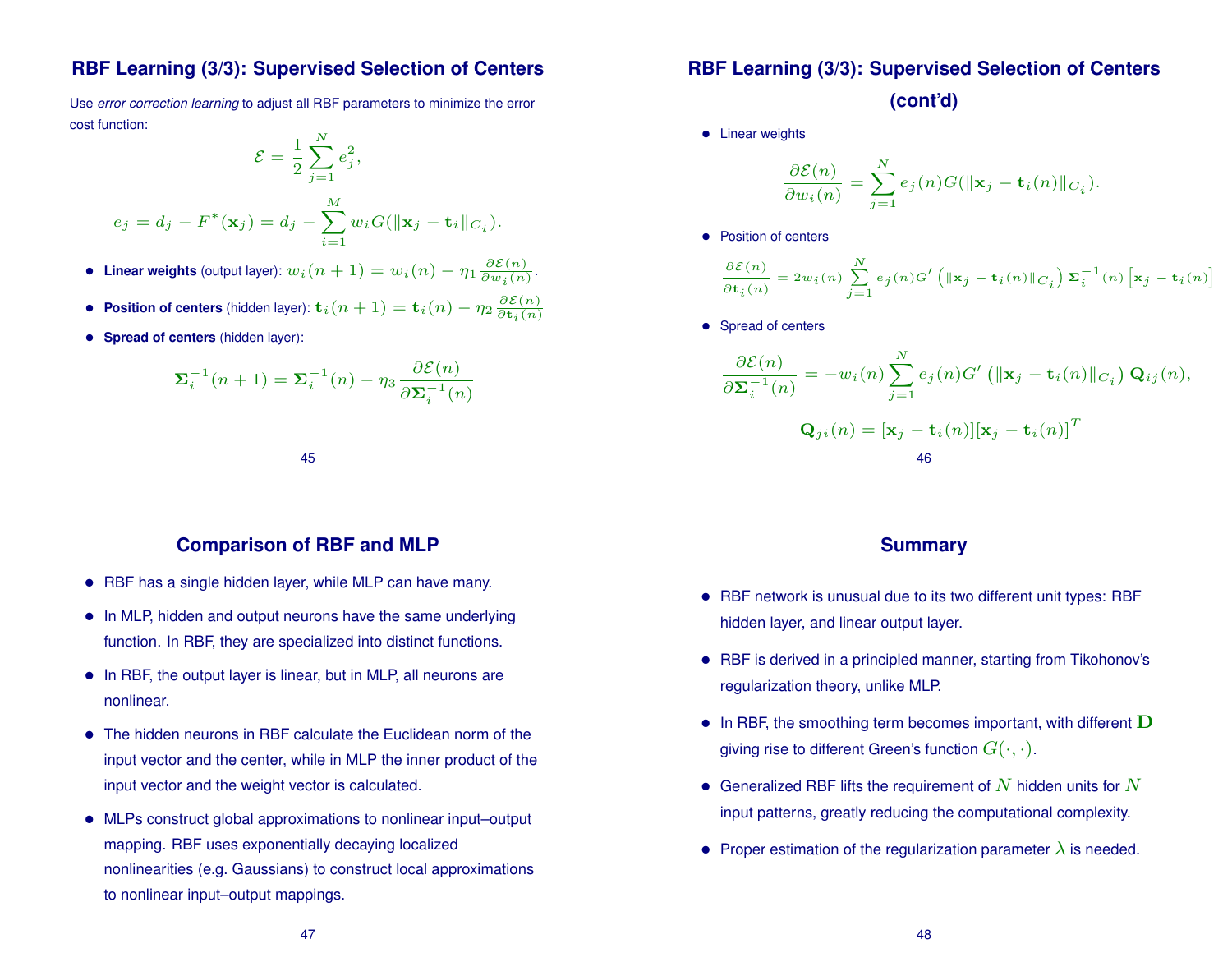## RBF Learning (3/3): Supervised Selection of Centers

Use *error correction learning* to adjust all RBF parameters to minimize the error cost function:

$$\mathcal{E} = \frac{1}{2}\sum_{j=1}^{N} e_j^2,$$

$$e_j = d_j - F^*(\mathbf{x}_j) = d_j - \sum_{i=1}^{M} w_i G(\|\mathbf{x}_j - \mathbf{t}_i\|_{C_i}).$$

- **Linear weights** (output layer): $w_i(n+1) = w_i(n) - \eta_1 \frac{\partial \mathcal{E}(n)}{\partial w_i(n)}$.
- **Position of centers** (hidden layer): $\mathbf{t}_i(n+1) = \mathbf{t}_i(n) - \eta_2 \frac{\partial \mathcal{E}(n)}{\partial \mathbf{t}_i(n)}$
- **Spread of centers** (hidden layer):

$$\mathbf{\Sigma}_i^{-1}(n+1) = \mathbf{\Sigma}_i^{-1}(n) - \eta_3 \frac{\partial \mathcal{E}(n)}{\partial \mathbf{\Sigma}_i^{-1}(n)}$$

## RBF Learning (3/3): Supervised Selection of Centers (cont'd)

- Linear weights

$$\frac{\partial \mathcal{E}(n)}{\partial w_i(n)} = \sum_{j=1}^{N} e_j(n) G(\|\mathbf{x}_j - \mathbf{t}_i(n)\|_{C_i}).$$

- Position of centers

$$\frac{\partial \mathcal{E}(n)}{\partial \mathbf{t}_i(n)} = 2w_i(n)\sum_{j=1}^{N} e_j(n) G'\left(\|\mathbf{x}_j - \mathbf{t}_i(n)\|_{C_i}\right) \mathbf{\Sigma}_i^{-1}(n)\left[\mathbf{x}_j - \mathbf{t}_i(n)\right]$$

- Spread of centers

$$\frac{\partial \mathcal{E}(n)}{\partial \mathbf{\Sigma}_i^{-1}(n)} = -w_i(n)\sum_{j=1}^{N} e_j(n) G'\left(\|\mathbf{x}_j - \mathbf{t}_i(n)\|_{C_i}\right) \mathbf{Q}_{ij}(n),$$

$$\mathbf{Q}_{ji}(n) = [\mathbf{x}_j - \mathbf{t}_i(n)][\mathbf{x}_j - \mathbf{t}_i(n)]^T$$

## Comparison of RBF and MLP

- RBF has a single hidden layer, while MLP can have many.
- In MLP, hidden and output neurons have the same underlying function. In RBF, they are specialized into distinct functions.
- In RBF, the output layer is linear, but in MLP, all neurons are nonlinear.
- The hidden neurons in RBF calculate the Euclidean norm of the input vector and the center, while in MLP the inner product of the input vector and the weight vector is calculated.
- MLPs construct global approximations to nonlinear input–output mapping. RBF uses exponentially decaying localized nonlinearities (e.g. Gaussians) to construct local approximations to nonlinear input–output mappings.

## Summary

- RBF network is unusual due to its two different unit types: RBF hidden layer, and linear output layer.
- RBF is derived in a principled manner, starting from Tikohonov's regularization theory, unlike MLP.
- In RBF, the smoothing term becomes important, with different $\mathbf{D}$ giving rise to different Green's function $G(\cdot, \cdot)$.
- Generalized RBF lifts the requirement of $N$ hidden units for $N$ input patterns, greatly reducing the computational complexity.
- Proper estimation of the regularization parameter $\lambda$ is needed.